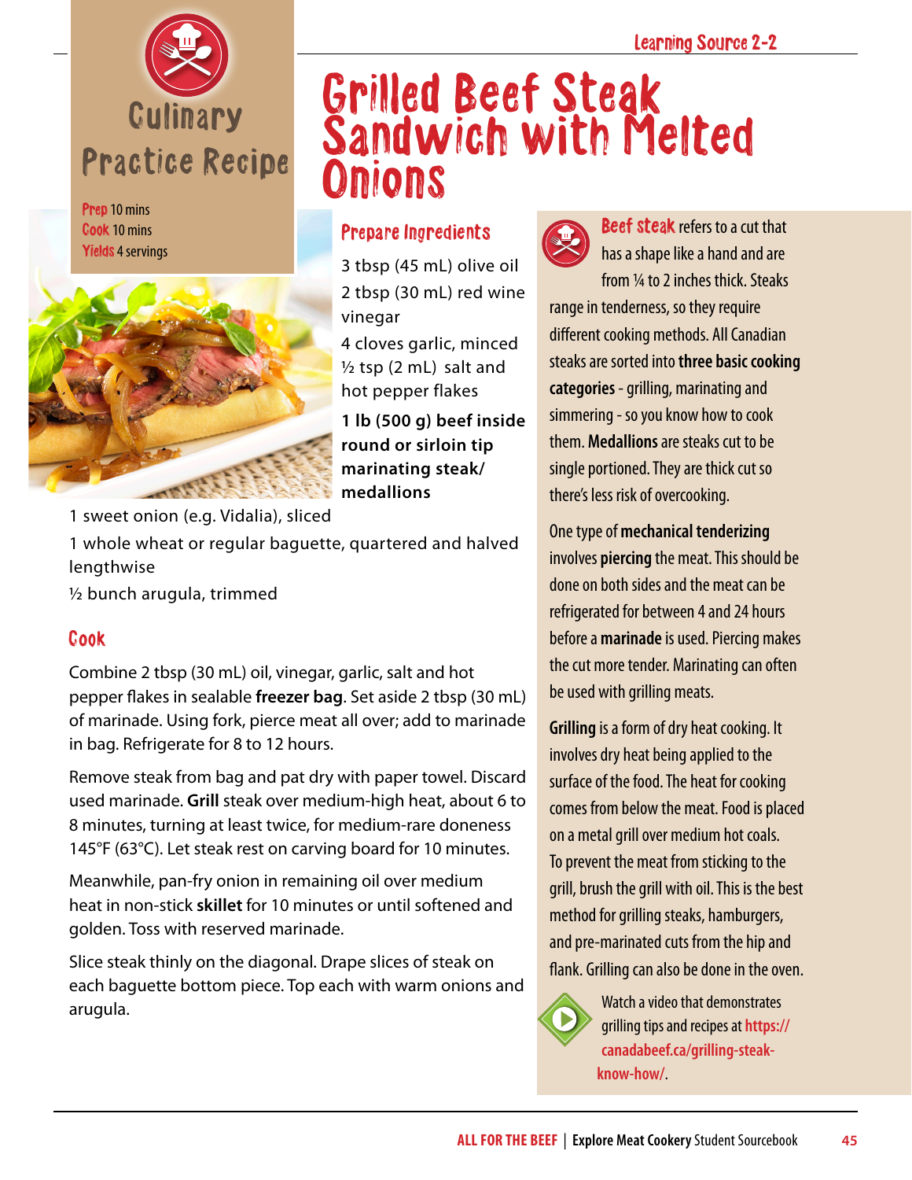Culinary Practice Recipe

# Grilled Beef Steak Sandwich with Melted Onions

**Prep** 10 mins
**Cook** 10 mins
**Yields** 4 servings

## Prepare Ingredients

3 tbsp (45 mL) olive oil

2 tbsp (30 mL) red wine vinegar

4 cloves garlic, minced

½ tsp (2 mL) salt and hot pepper flakes

**1 lb (500 g) beef inside round or sirloin tip marinating steak/ medallions**

1 sweet onion (e.g. Vidalia), sliced

1 whole wheat or regular baguette, quartered and halved lengthwise

½ bunch arugula, trimmed

## Cook

Combine 2 tbsp (30 mL) oil, vinegar, garlic, salt and hot pepper flakes in sealable **freezer bag**. Set aside 2 tbsp (30 mL) of marinade. Using fork, pierce meat all over; add to marinade in bag. Refrigerate for 8 to 12 hours.

Remove steak from bag and pat dry with paper towel. Discard used marinade. **Grill** steak over medium-high heat, about 6 to 8 minutes, turning at least twice, for medium-rare doneness 145°F (63°C). Let steak rest on carving board for 10 minutes.

Meanwhile, pan-fry onion in remaining oil over medium heat in non-stick **skillet** for 10 minutes or until softened and golden. Toss with reserved marinade.

Slice steak thinly on the diagonal. Drape slices of steak on each baguette bottom piece. Top each with warm onions and arugula.

**Beef steak** refers to a cut that has a shape like a hand and are from ¼ to 2 inches thick. Steaks range in tenderness, so they require different cooking methods. All Canadian steaks are sorted into **three basic cooking categories** - grilling, marinating and simmering - so you know how to cook them. **Medallions** are steaks cut to be single portioned. They are thick cut so there's less risk of overcooking.

One type of **mechanical tenderizing** involves **piercing** the meat. This should be done on both sides and the meat can be refrigerated for between 4 and 24 hours before a **marinade** is used. Piercing makes the cut more tender. Marinating can often be used with grilling meats.

**Grilling** is a form of dry heat cooking. It involves dry heat being applied to the surface of the food. The heat for cooking comes from below the meat. Food is placed on a metal grill over medium hot coals. To prevent the meat from sticking to the grill, brush the grill with oil. This is the best method for grilling steaks, hamburgers, and pre-marinated cuts from the hip and flank. Grilling can also be done in the oven.

Watch a video that demonstrates grilling tips and recipes at https://canadabeef.ca/grilling-steak-know-how/.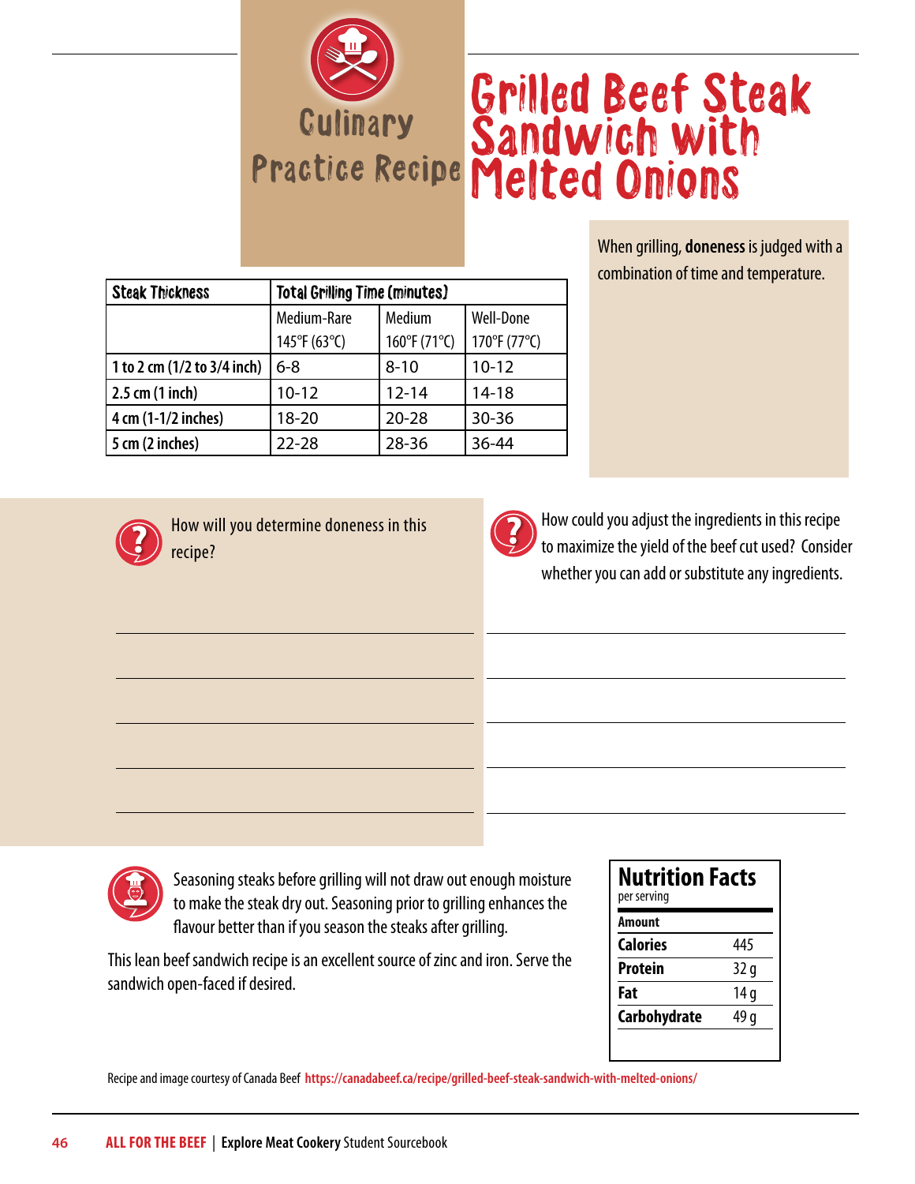Culinary Practice Recipe

# Grilled Beef Steak Sandwich with Melted Onions

| Steak Thickness | Total Grilling Time (minutes) | | |
|---|---|---|---|
| | Medium-Rare 145°F (63°C) | Medium 160°F (71°C) | Well-Done 170°F (77°C) |
| 1 to 2 cm (1/2 to 3/4 inch) | 6-8 | 8-10 | 10-12 |
| 2.5 cm (1 inch) | 10-12 | 12-14 | 14-18 |
| 4 cm (1-1/2 inches) | 18-20 | 20-28 | 30-36 |
| 5 cm (2 inches) | 22-28 | 28-36 | 36-44 |

When grilling, **doneness** is judged with a combination of time and temperature.

How will you determine doneness in this recipe?

______________________________________________

______________________________________________

______________________________________________

______________________________________________

______________________________________________

How could you adjust the ingredients in this recipe to maximize the yield of the beef cut used? Consider whether you can add or substitute any ingredients.

______________________________________________

______________________________________________

______________________________________________

______________________________________________

______________________________________________

Seasoning steaks before grilling will not draw out enough moisture to make the steak dry out. Seasoning prior to grilling enhances the flavour better than if you season the steaks after grilling.

This lean beef sandwich recipe is an excellent source of zinc and iron. Serve the sandwich open-faced if desired.

**Nutrition Facts**
per serving

| Amount | |
|---|---|
| **Calories** | 445 |
| **Protein** | 32 g |
| **Fat** | 14 g |
| **Carbohydrate** | 49 g |

Recipe and image courtesy of Canada Beef https://canadabeef.ca/recipe/grilled-beef-steak-sandwich-with-melted-onions/